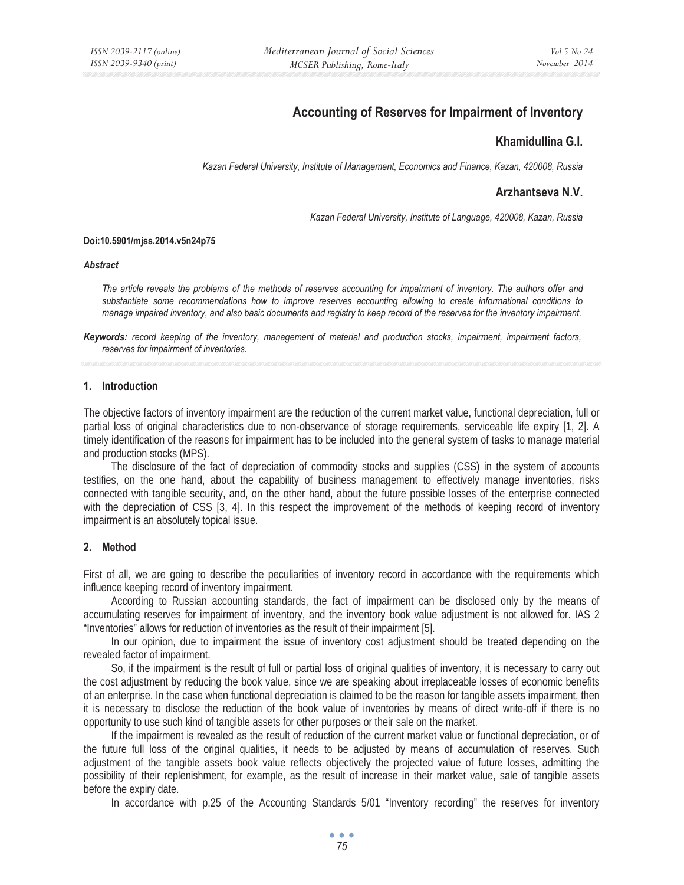# Accounting of Reserves for Impairment of Inventory

**Khamidullina G.I.**

*Kazan Federal University, Institute of Management, Economics and Finance, Kazan, 420008, Russia*

**Arzhantseva N.V.**

*Kazan Federal University, Institute of Language, 420008, Kazan, Russia*

**Doi:10.5901/mjss.2014.v5n24p75**

***Abstract***

*The article reveals the problems of the methods of reserves accounting for impairment of inventory. The authors offer and substantiate some recommendations how to improve reserves accounting allowing to create informational conditions to manage impaired inventory, and also basic documents and registry to keep record of the reserves for the inventory impairment.*

***Keywords:*** *record keeping of the inventory, management of material and production stocks, impairment, impairment factors, reserves for impairment of inventories.*

## 1. Introduction

The objective factors of inventory impairment are the reduction of the current market value, functional depreciation, full or partial loss of original characteristics due to non-observance of storage requirements, serviceable life expiry [1, 2]. A timely identification of the reasons for impairment has to be included into the general system of tasks to manage material and production stocks (MPS).

The disclosure of the fact of depreciation of commodity stocks and supplies (CSS) in the system of accounts testifies, on the one hand, about the capability of business management to effectively manage inventories, risks connected with tangible security, and, on the other hand, about the future possible losses of the enterprise connected with the depreciation of CSS [3, 4]. In this respect the improvement of the methods of keeping record of inventory impairment is an absolutely topical issue.

## 2. Method

First of all, we are going to describe the peculiarities of inventory record in accordance with the requirements which influence keeping record of inventory impairment.

According to Russian accounting standards, the fact of impairment can be disclosed only by the means of accumulating reserves for impairment of inventory, and the inventory book value adjustment is not allowed for. IAS 2 "Inventories" allows for reduction of inventories as the result of their impairment [5].

In our opinion, due to impairment the issue of inventory cost adjustment should be treated depending on the revealed factor of impairment.

So, if the impairment is the result of full or partial loss of original qualities of inventory, it is necessary to carry out the cost adjustment by reducing the book value, since we are speaking about irreplaceable losses of economic benefits of an enterprise. In the case when functional depreciation is claimed to be the reason for tangible assets impairment, then it is necessary to disclose the reduction of the book value of inventories by means of direct write-off if there is no opportunity to use such kind of tangible assets for other purposes or their sale on the market.

If the impairment is revealed as the result of reduction of the current market value or functional depreciation, or of the future full loss of the original qualities, it needs to be adjusted by means of accumulation of reserves. Such adjustment of the tangible assets book value reflects objectively the projected value of future losses, admitting the possibility of their replenishment, for example, as the result of increase in their market value, sale of tangible assets before the expiry date.

In accordance with p.25 of the Accounting Standards 5/01 "Inventory recording" the reserves for inventory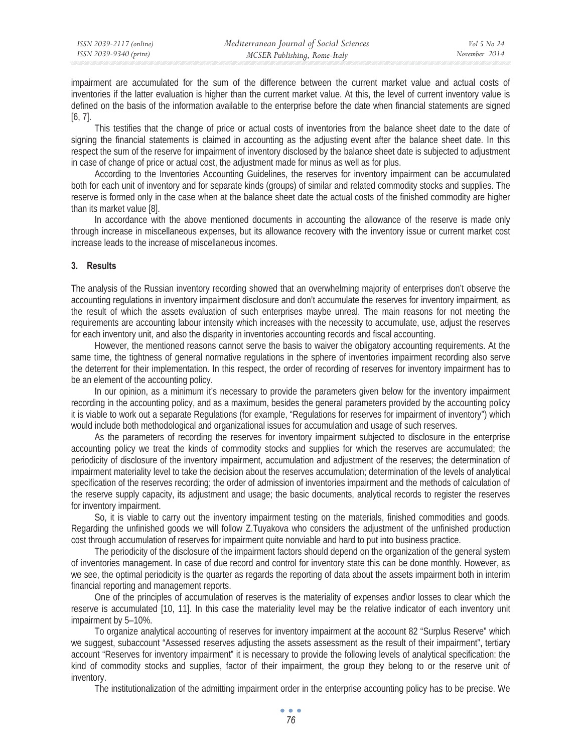impairment are accumulated for the sum of the difference between the current market value and actual costs of inventories if the latter evaluation is higher than the current market value. At this, the level of current inventory value is defined on the basis of the information available to the enterprise before the date when financial statements are signed [6, 7].

This testifies that the change of price or actual costs of inventories from the balance sheet date to the date of signing the financial statements is claimed in accounting as the adjusting event after the balance sheet date. In this respect the sum of the reserve for impairment of inventory disclosed by the balance sheet date is subjected to adjustment in case of change of price or actual cost, the adjustment made for minus as well as for plus.

According to the Inventories Accounting Guidelines, the reserves for inventory impairment can be accumulated both for each unit of inventory and for separate kinds (groups) of similar and related commodity stocks and supplies. The reserve is formed only in the case when at the balance sheet date the actual costs of the finished commodity are higher than its market value [8].

In accordance with the above mentioned documents in accounting the allowance of the reserve is made only through increase in miscellaneous expenses, but its allowance recovery with the inventory issue or current market cost increase leads to the increase of miscellaneous incomes.

## 3. Results

The analysis of the Russian inventory recording showed that an overwhelming majority of enterprises don't observe the accounting regulations in inventory impairment disclosure and don't accumulate the reserves for inventory impairment, as the result of which the assets evaluation of such enterprises maybe unreal. The main reasons for not meeting the requirements are accounting labour intensity which increases with the necessity to accumulate, use, adjust the reserves for each inventory unit, and also the disparity in inventories accounting records and fiscal accounting.

However, the mentioned reasons cannot serve the basis to waiver the obligatory accounting requirements. At the same time, the tightness of general normative regulations in the sphere of inventories impairment recording also serve the deterrent for their implementation. In this respect, the order of recording of reserves for inventory impairment has to be an element of the accounting policy.

In our opinion, as a minimum it's necessary to provide the parameters given below for the inventory impairment recording in the accounting policy, and as a maximum, besides the general parameters provided by the accounting policy it is viable to work out a separate Regulations (for example, "Regulations for reserves for impairment of inventory") which would include both methodological and organizational issues for accumulation and usage of such reserves.

As the parameters of recording the reserves for inventory impairment subjected to disclosure in the enterprise accounting policy we treat the kinds of commodity stocks and supplies for which the reserves are accumulated; the periodicity of disclosure of the inventory impairment, accumulation and adjustment of the reserves; the determination of impairment materiality level to take the decision about the reserves accumulation; determination of the levels of analytical specification of the reserves recording; the order of admission of inventories impairment and the methods of calculation of the reserve supply capacity, its adjustment and usage; the basic documents, analytical records to register the reserves for inventory impairment.

So, it is viable to carry out the inventory impairment testing on the materials, finished commodities and goods. Regarding the unfinished goods we will follow Z.Tuyakova who considers the adjustment of the unfinished production cost through accumulation of reserves for impairment quite nonviable and hard to put into business practice.

The periodicity of the disclosure of the impairment factors should depend on the organization of the general system of inventories management. In case of due record and control for inventory state this can be done monthly. However, as we see, the optimal periodicity is the quarter as regards the reporting of data about the assets impairment both in interim financial reporting and management reports.

One of the principles of accumulation of reserves is the materiality of expenses and\or losses to clear which the reserve is accumulated [10, 11]. In this case the materiality level may be the relative indicator of each inventory unit impairment by 5–10%.

To organize analytical accounting of reserves for inventory impairment at the account 82 "Surplus Reserve" which we suggest, subaccount "Assessed reserves adjusting the assets assessment as the result of their impairment", tertiary account "Reserves for inventory impairment" it is necessary to provide the following levels of analytical specification: the kind of commodity stocks and supplies, factor of their impairment, the group they belong to or the reserve unit of inventory.

The institutionalization of the admitting impairment order in the enterprise accounting policy has to be precise. We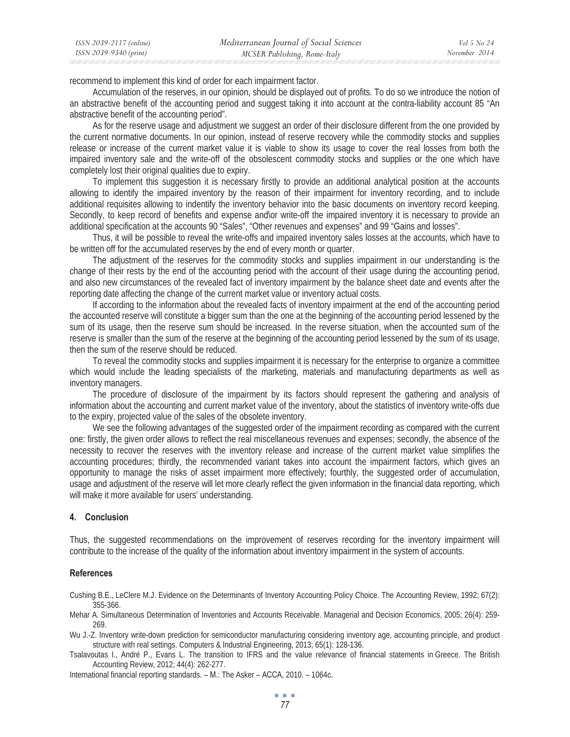recommend to implement this kind of order for each impairment factor.

Accumulation of the reserves, in our opinion, should be displayed out of profits. To do so we introduce the notion of an abstractive benefit of the accounting period and suggest taking it into account at the contra-liability account 85 "An abstractive benefit of the accounting period".

As for the reserve usage and adjustment we suggest an order of their disclosure different from the one provided by the current normative documents. In our opinion, instead of reserve recovery while the commodity stocks and supplies release or increase of the current market value it is viable to show its usage to cover the real losses from both the impaired inventory sale and the write-off of the obsolescent commodity stocks and supplies or the one which have completely lost their original qualities due to expiry.

To implement this suggestion it is necessary firstly to provide an additional analytical position at the accounts allowing to identify the impaired inventory by the reason of their impairment for inventory recording, and to include additional requisites allowing to indentify the inventory behavior into the basic documents on inventory record keeping. Secondly, to keep record of benefits and expense and\or write-off the impaired inventory it is necessary to provide an additional specification at the accounts 90 "Sales", "Other revenues and expenses" and 99 "Gains and losses".

Thus, it will be possible to reveal the write-offs and impaired inventory sales losses at the accounts, which have to be written off for the accumulated reserves by the end of every month or quarter.

The adjustment of the reserves for the commodity stocks and supplies impairment in our understanding is the change of their rests by the end of the accounting period with the account of their usage during the accounting period, and also new circumstances of the revealed fact of inventory impairment by the balance sheet date and events after the reporting date affecting the change of the current market value or inventory actual costs.

If according to the information about the revealed facts of inventory impairment at the end of the accounting period the accounted reserve will constitute a bigger sum than the one at the beginning of the accounting period lessened by the sum of its usage, then the reserve sum should be increased. In the reverse situation, when the accounted sum of the reserve is smaller than the sum of the reserve at the beginning of the accounting period lessened by the sum of its usage, then the sum of the reserve should be reduced.

To reveal the commodity stocks and supplies impairment it is necessary for the enterprise to organize a committee which would include the leading specialists of the marketing, materials and manufacturing departments as well as inventory managers.

The procedure of disclosure of the impairment by its factors should represent the gathering and analysis of information about the accounting and current market value of the inventory, about the statistics of inventory write-offs due to the expiry, projected value of the sales of the obsolete inventory.

We see the following advantages of the suggested order of the impairment recording as compared with the current one: firstly, the given order allows to reflect the real miscellaneous revenues and expenses; secondly, the absence of the necessity to recover the reserves with the inventory release and increase of the current market value simplifies the accounting procedures; thirdly, the recommended variant takes into account the impairment factors, which gives an opportunity to manage the risks of asset impairment more effectively; fourthly, the suggested order of accumulation, usage and adjustment of the reserve will let more clearly reflect the given information in the financial data reporting, which will make it more available for users' understanding.

## 4. Conclusion

Thus, the suggested recommendations on the improvement of reserves recording for the inventory impairment will contribute to the increase of the quality of the information about inventory impairment in the system of accounts.

## References

Cushing B.E., LeClere M.J. Evidence on the Determinants of Inventory Accounting Policy Choice. The Accounting Review, 1992; 67(2): 355-366.

Mehar A. Simultaneous Determination of Inventories and Accounts Receivable. Managerial and Decision Economics, 2005; 26(4): 259-269.

Wu J.-Z. Inventory write-down prediction for semiconductor manufacturing considering inventory age, accounting principle, and product structure with real settings. Computers & Industrial Engineering, 2013; 65(1): 128-136.

Tsalavoutas I., André P., Evans L. The transition to IFRS and the value relevance of financial statements in Greece. The British Accounting Review, 2012; 44(4): 262-277.

International financial reporting standards. – M.: The Asker – ACCA, 2010. – 1064c.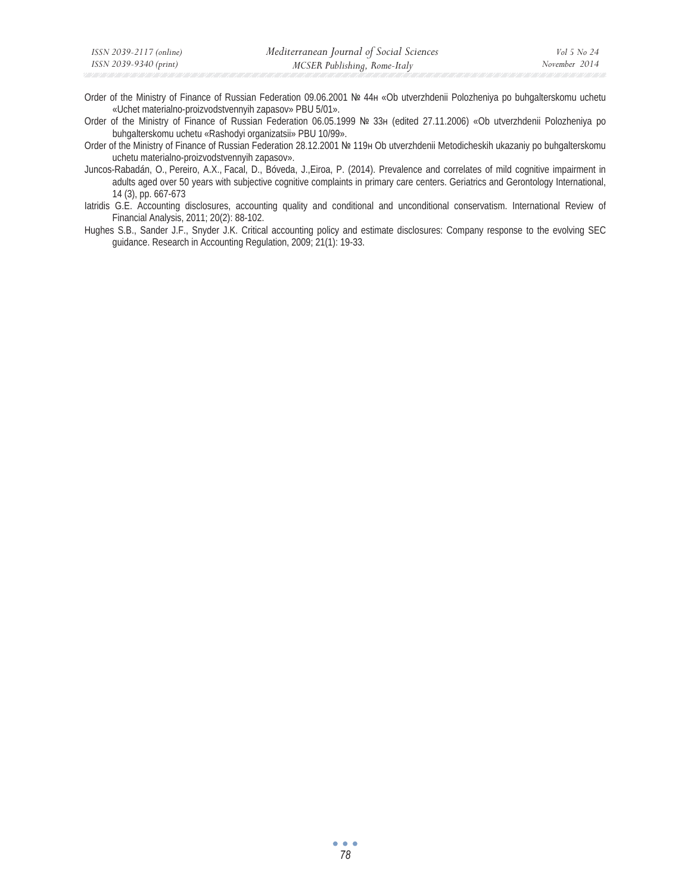Order of the Ministry of Finance of Russian Federation 09.06.2001 № 44н «Ob utverzhdenii Polozheniya po buhgalterskomu uchetu «Uchet materialno-proizvodstvennyih zapasov» PBU 5/01».

Order of the Ministry of Finance of Russian Federation 06.05.1999 № 33н (edited 27.11.2006) «Ob utverzhdenii Polozheniya po buhgalterskomu uchetu «Rashodyi organizatsii» PBU 10/99».

Order of the Ministry of Finance of Russian Federation 28.12.2001 № 119н Ob utverzhdenii Metodicheskih ukazaniy po buhgalterskomu uchetu materialno-proizvodstvennyih zapasov».

Juncos-Rabadán, O., Pereiro, A.X., Facal, D., Bóveda, J.,Eiroa, P. (2014). Prevalence and correlates of mild cognitive impairment in adults aged over 50 years with subjective cognitive complaints in primary care centers. Geriatrics and Gerontology International, 14 (3), pp. 667-673

Iatridis G.E. Accounting disclosures, accounting quality and conditional and unconditional conservatism. International Review of Financial Analysis, 2011; 20(2): 88-102.

Hughes S.B., Sander J.F., Snyder J.K. Critical accounting policy and estimate disclosures: Company response to the evolving SEC guidance. Research in Accounting Regulation, 2009; 21(1): 19-33.